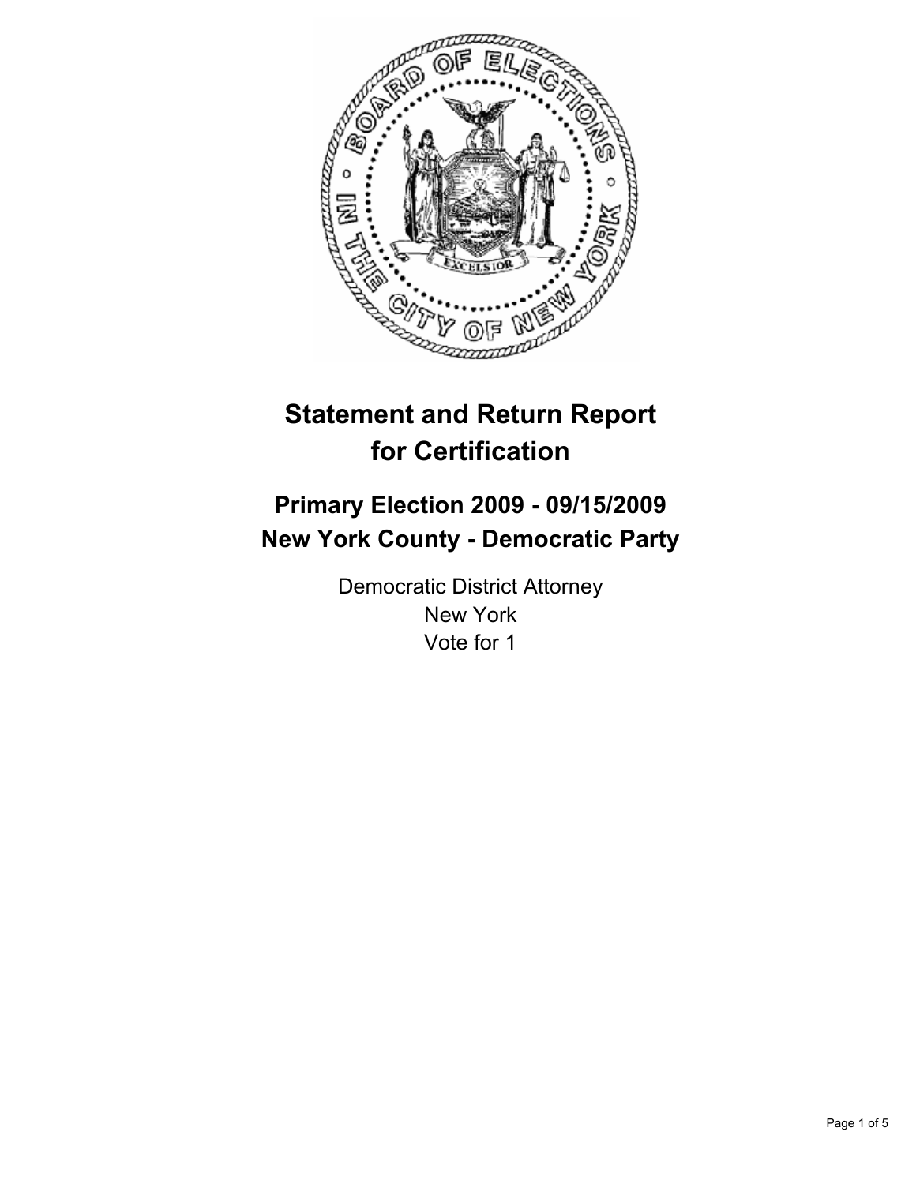# Statement and Return Report for Certification

## Primary Election 2009 - 09/15/2009
## New York County - Democratic Party

Democratic District Attorney
New York
Vote for 1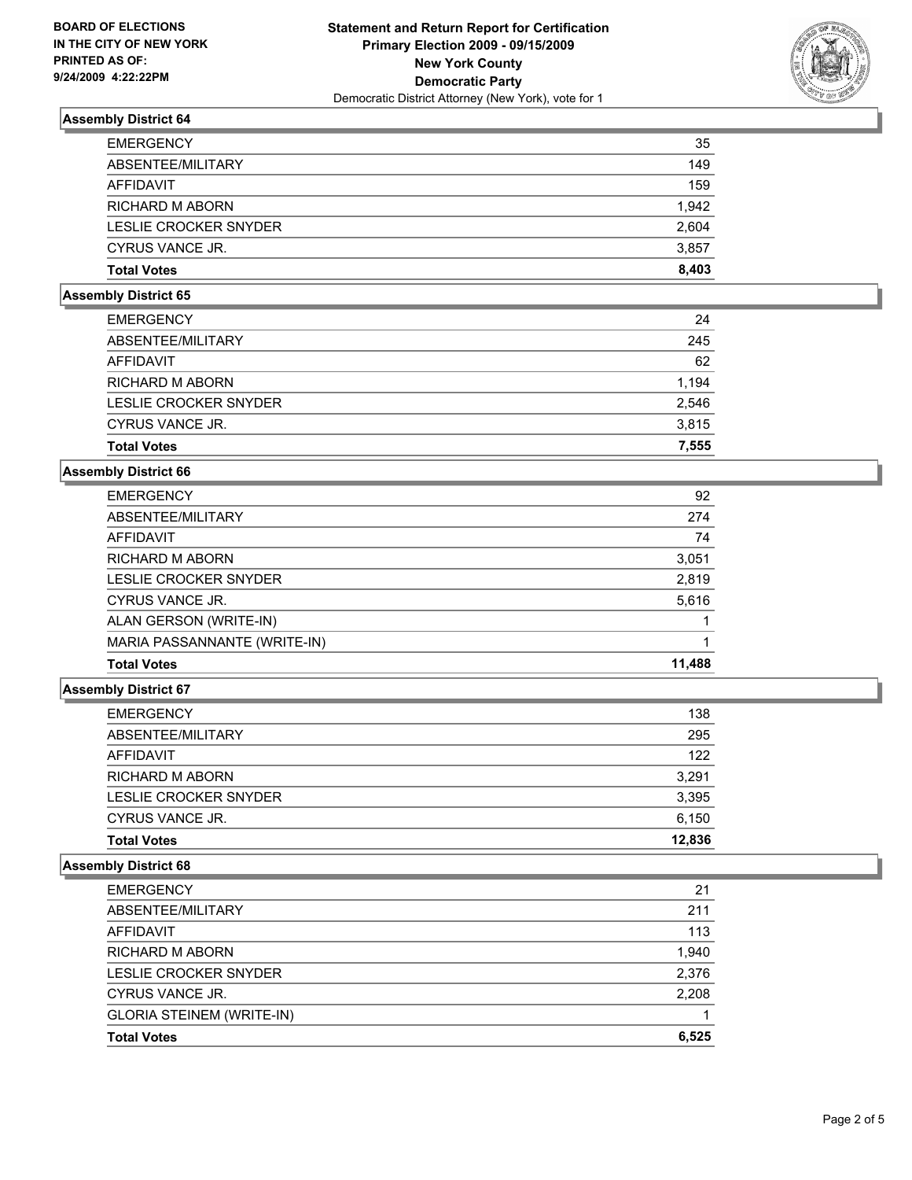**BOARD OF ELECTIONS IN THE CITY OF NEW YORK PRINTED AS OF: 9/24/2009 4:22:22PM**

# Statement and Return Report for Certification
## Primary Election 2009 - 09/15/2009
## New York County
## Democratic Party
Democratic District Attorney (New York), vote for 1

### Assembly District 64

| | |
|---|---|
| EMERGENCY | 35 |
| ABSENTEE/MILITARY | 149 |
| AFFIDAVIT | 159 |
| RICHARD M ABORN | 1,942 |
| LESLIE CROCKER SNYDER | 2,604 |
| CYRUS VANCE JR. | 3,857 |
| **Total Votes** | **8,403** |

### Assembly District 65

| | |
|---|---|
| EMERGENCY | 24 |
| ABSENTEE/MILITARY | 245 |
| AFFIDAVIT | 62 |
| RICHARD M ABORN | 1,194 |
| LESLIE CROCKER SNYDER | 2,546 |
| CYRUS VANCE JR. | 3,815 |
| **Total Votes** | **7,555** |

### Assembly District 66

| | |
|---|---|
| EMERGENCY | 92 |
| ABSENTEE/MILITARY | 274 |
| AFFIDAVIT | 74 |
| RICHARD M ABORN | 3,051 |
| LESLIE CROCKER SNYDER | 2,819 |
| CYRUS VANCE JR. | 5,616 |
| ALAN GERSON (WRITE-IN) | 1 |
| MARIA PASSANNANTE (WRITE-IN) | 1 |
| **Total Votes** | **11,488** |

### Assembly District 67

| | |
|---|---|
| EMERGENCY | 138 |
| ABSENTEE/MILITARY | 295 |
| AFFIDAVIT | 122 |
| RICHARD M ABORN | 3,291 |
| LESLIE CROCKER SNYDER | 3,395 |
| CYRUS VANCE JR. | 6,150 |
| **Total Votes** | **12,836** |

### Assembly District 68

| | |
|---|---|
| EMERGENCY | 21 |
| ABSENTEE/MILITARY | 211 |
| AFFIDAVIT | 113 |
| RICHARD M ABORN | 1,940 |
| LESLIE CROCKER SNYDER | 2,376 |
| CYRUS VANCE JR. | 2,208 |
| GLORIA STEINEM (WRITE-IN) | 1 |
| **Total Votes** | **6,525** |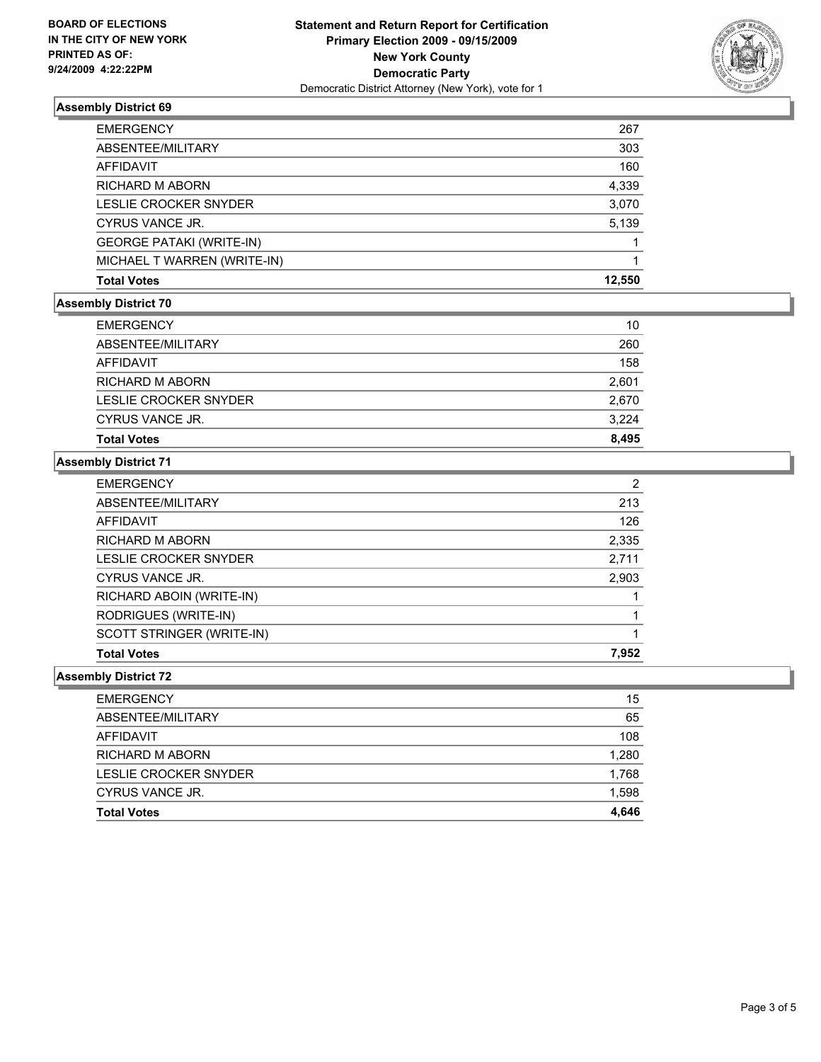**BOARD OF ELECTIONS**
**IN THE CITY OF NEW YORK**
**PRINTED AS OF:**
**9/24/2009 4:22:22PM**

**Statement and Return Report for Certification**
**Primary Election 2009 - 09/15/2009**
**New York County**
**Democratic Party**
Democratic District Attorney (New York), vote for 1

### Assembly District 69

| | |
|---|---|
| EMERGENCY | 267 |
| ABSENTEE/MILITARY | 303 |
| AFFIDAVIT | 160 |
| RICHARD M ABORN | 4,339 |
| LESLIE CROCKER SNYDER | 3,070 |
| CYRUS VANCE JR. | 5,139 |
| GEORGE PATAKI (WRITE-IN) | 1 |
| MICHAEL T WARREN (WRITE-IN) | 1 |
| **Total Votes** | **12,550** |

### Assembly District 70

| | |
|---|---|
| EMERGENCY | 10 |
| ABSENTEE/MILITARY | 260 |
| AFFIDAVIT | 158 |
| RICHARD M ABORN | 2,601 |
| LESLIE CROCKER SNYDER | 2,670 |
| CYRUS VANCE JR. | 3,224 |
| **Total Votes** | **8,495** |

### Assembly District 71

| | |
|---|---|
| EMERGENCY | 2 |
| ABSENTEE/MILITARY | 213 |
| AFFIDAVIT | 126 |
| RICHARD M ABORN | 2,335 |
| LESLIE CROCKER SNYDER | 2,711 |
| CYRUS VANCE JR. | 2,903 |
| RICHARD ABOIN (WRITE-IN) | 1 |
| RODRIGUES (WRITE-IN) | 1 |
| SCOTT STRINGER (WRITE-IN) | 1 |
| **Total Votes** | **7,952** |

### Assembly District 72

| | |
|---|---|
| EMERGENCY | 15 |
| ABSENTEE/MILITARY | 65 |
| AFFIDAVIT | 108 |
| RICHARD M ABORN | 1,280 |
| LESLIE CROCKER SNYDER | 1,768 |
| CYRUS VANCE JR. | 1,598 |
| **Total Votes** | **4,646** |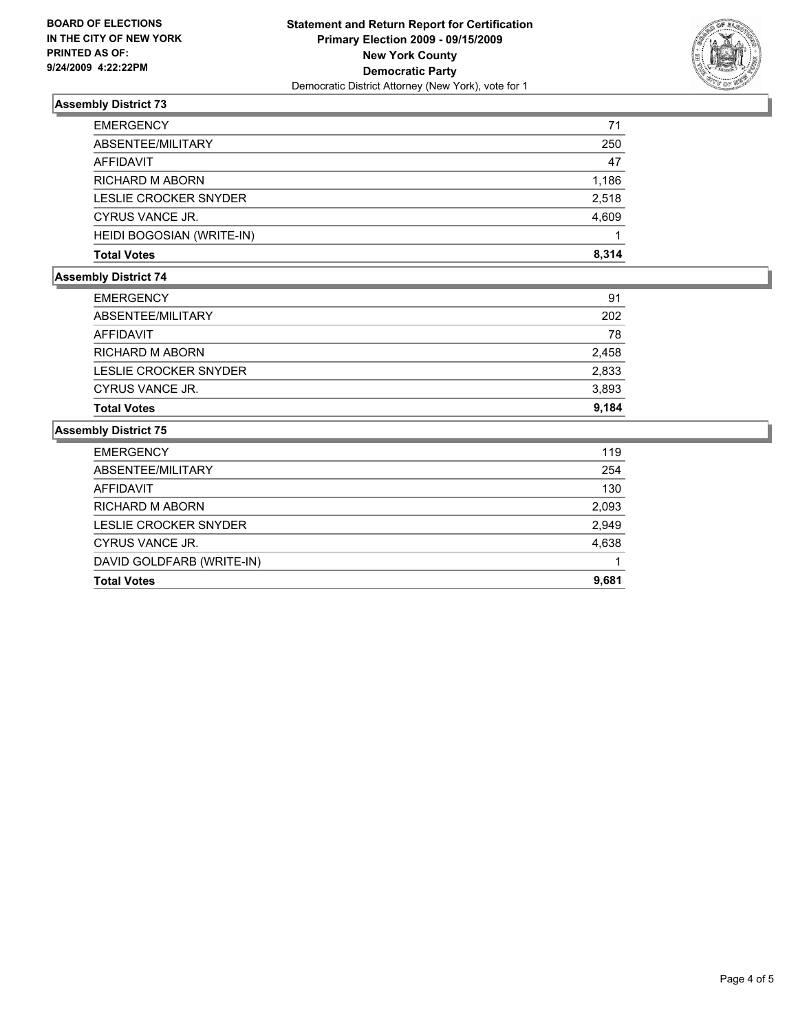**BOARD OF ELECTIONS IN THE CITY OF NEW YORK PRINTED AS OF: 9/24/2009 4:22:22PM**

**Statement and Return Report for Certification Primary Election 2009 - 09/15/2009 New York County Democratic Party**
Democratic District Attorney (New York), vote for 1

### Assembly District 73

| | |
|---|---|
| EMERGENCY | 71 |
| ABSENTEE/MILITARY | 250 |
| AFFIDAVIT | 47 |
| RICHARD M ABORN | 1,186 |
| LESLIE CROCKER SNYDER | 2,518 |
| CYRUS VANCE JR. | 4,609 |
| HEIDI BOGOSIAN (WRITE-IN) | 1 |
| **Total Votes** | **8,314** |

### Assembly District 74

| | |
|---|---|
| EMERGENCY | 91 |
| ABSENTEE/MILITARY | 202 |
| AFFIDAVIT | 78 |
| RICHARD M ABORN | 2,458 |
| LESLIE CROCKER SNYDER | 2,833 |
| CYRUS VANCE JR. | 3,893 |
| **Total Votes** | **9,184** |

### Assembly District 75

| | |
|---|---|
| EMERGENCY | 119 |
| ABSENTEE/MILITARY | 254 |
| AFFIDAVIT | 130 |
| RICHARD M ABORN | 2,093 |
| LESLIE CROCKER SNYDER | 2,949 |
| CYRUS VANCE JR. | 4,638 |
| DAVID GOLDFARB (WRITE-IN) | 1 |
| **Total Votes** | **9,681** |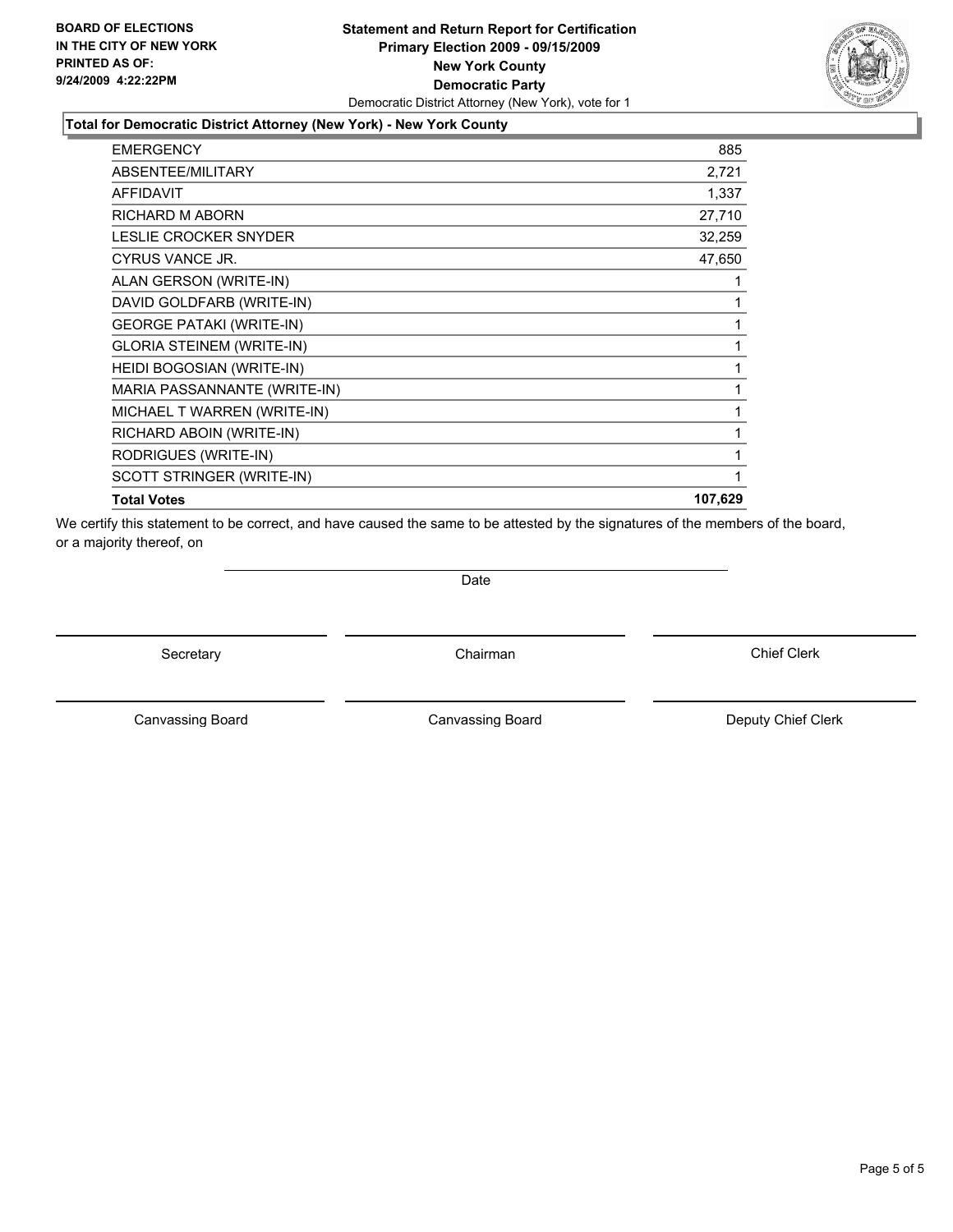**BOARD OF ELECTIONS**
**IN THE CITY OF NEW YORK**
**PRINTED AS OF:**
**9/24/2009 4:22:22PM**

**Statement and Return Report for Certification**
**Primary Election 2009 - 09/15/2009**
**New York County**
**Democratic Party**
Democratic District Attorney (New York), vote for 1

### Total for Democratic District Attorney (New York) - New York County

| | |
|---|---|
| EMERGENCY | 885 |
| ABSENTEE/MILITARY | 2,721 |
| AFFIDAVIT | 1,337 |
| RICHARD M ABORN | 27,710 |
| LESLIE CROCKER SNYDER | 32,259 |
| CYRUS VANCE JR. | 47,650 |
| ALAN GERSON (WRITE-IN) | 1 |
| DAVID GOLDFARB (WRITE-IN) | 1 |
| GEORGE PATAKI (WRITE-IN) | 1 |
| GLORIA STEINEM (WRITE-IN) | 1 |
| HEIDI BOGOSIAN (WRITE-IN) | 1 |
| MARIA PASSANNANTE (WRITE-IN) | 1 |
| MICHAEL T WARREN (WRITE-IN) | 1 |
| RICHARD ABOIN (WRITE-IN) | 1 |
| RODRIGUES (WRITE-IN) | 1 |
| SCOTT STRINGER (WRITE-IN) | 1 |
| **Total Votes** | **107,629** |

We certify this statement to be correct, and have caused the same to be attested by the signatures of the members of the board, or a majority thereof, on

Date

Secretary          Chairman          Chief Clerk

Canvassing Board          Canvassing Board          Deputy Chief Clerk